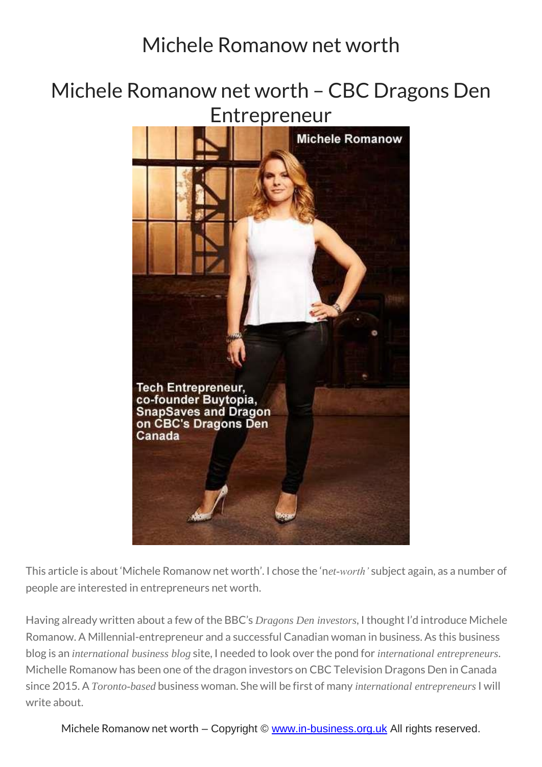# Michele Romanow net worth

## Michele Romanow net worth – CBC Dragons Den Entrepreneur

This article is about 'Michele Romanow net worth'. I chose the 'n*et-worth'* subject again, as a number of people are interested in entrepreneurs net worth.

Having already written about a few of the BBC's *Dragons Den investors*, I thought I'd introduce Michele Romanow. A Millennial-entrepreneur and a successful Canadian woman in business. As this business blog is an *international business blog* site, I needed to look over the pond for *international entrepreneurs*. Michelle Romanow has been one of the dragon investors on CBC Television Dragons Den in Canada since 2015. A *Toronto-based* business woman. She will be first of many *international entrepreneurs* I will write about.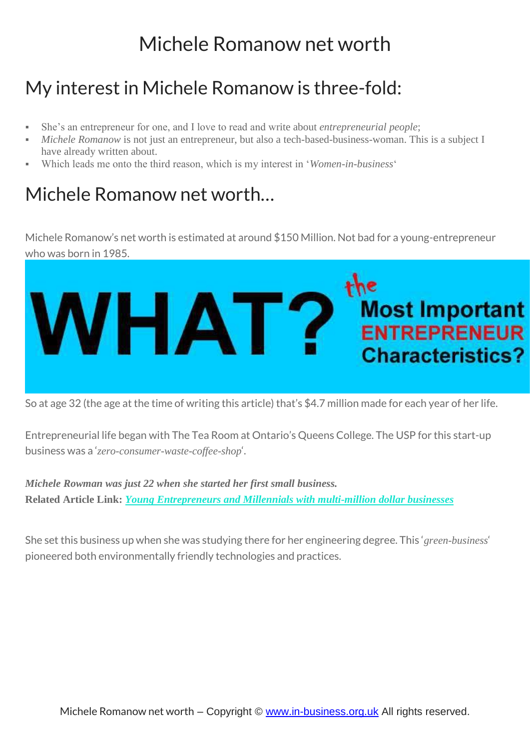# Michele Romanow net worth

## My interest in Michele Romanow is three-fold:

- She's an entrepreneur for one, and I love to read and write about *entrepreneurial people*;
- *Michele Romanow* is not just an entrepreneur, but also a tech-based-business-woman. This is a subject I have already written about.
- Which leads me onto the third reason, which is my interest in '*Women-in-business*'

## Michele Romanow net worth…

Michele Romanow's net worth is estimated at around $150 Million. Not bad for a young-entrepreneur who was born in 1985.

WHAT? the Most Important ENTREPRENEUR Characteristics?

So at age 32 (the age at the time of writing this article) that's $4.7 million made for each year of her life.

Entrepreneurial life began with The Tea Room at Ontario's Queens College. The USP for this start-up business was a '*zero-consumer-waste-coffee-shop*'.

***Michele Rowman was just 22 when she started her first small business.***
**Related Article Link:** ***Young Entrepreneurs and Millennials with multi-million dollar businesses***

She set this business up when she was studying there for her engineering degree. This '*green-business*' pioneered both environmentally friendly technologies and practices.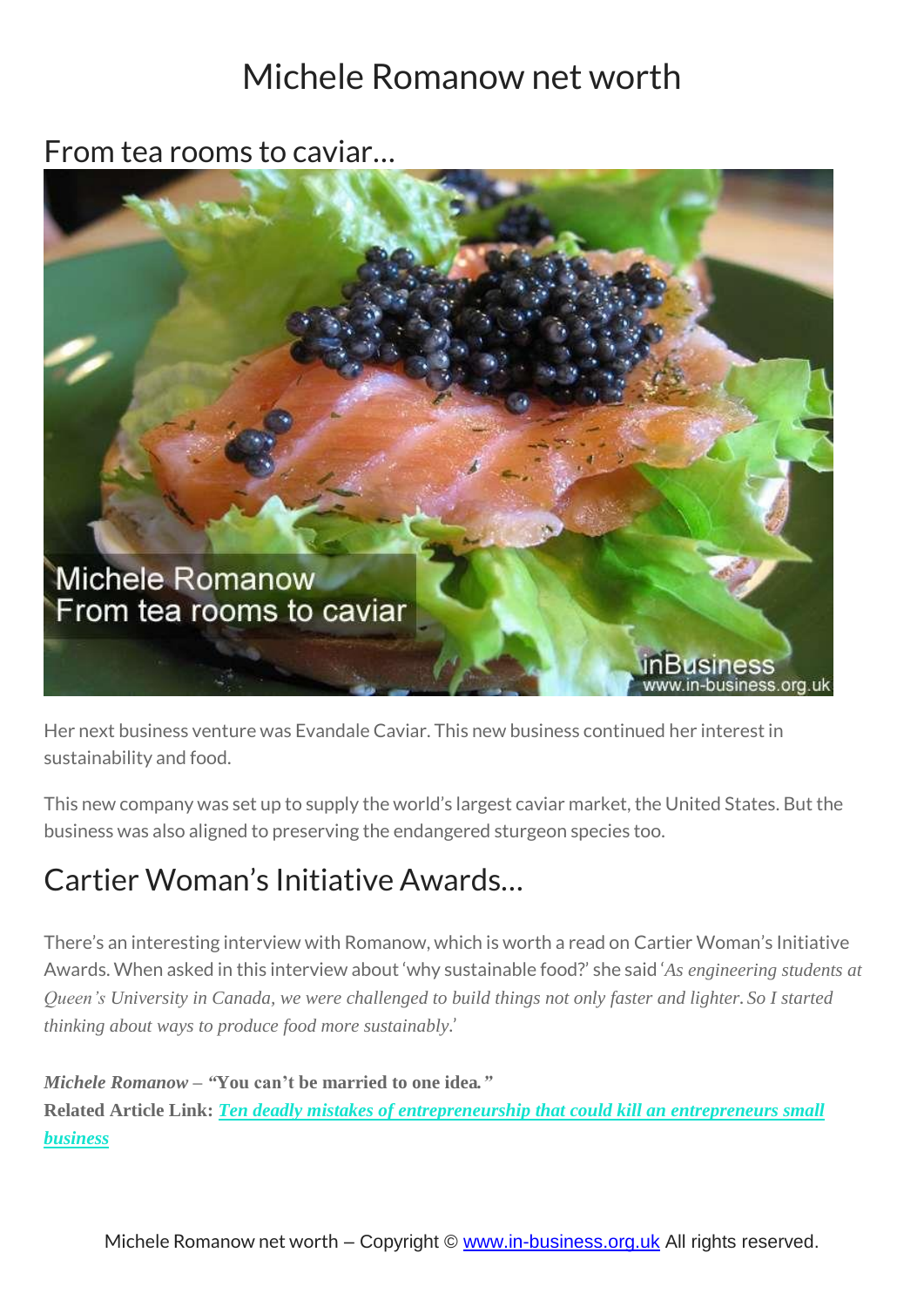# Michele Romanow net worth

## From tea rooms to caviar…

Her next business venture was Evandale Caviar. This new business continued her interest in sustainability and food.

This new company was set up to supply the world's largest caviar market, the United States. But the business was also aligned to preserving the endangered sturgeon species too.

## Cartier Woman's Initiative Awards…

There's an interesting interview with Romanow, which is worth a read on Cartier Woman's Initiative Awards. When asked in this interview about 'why sustainable food?' she said '*As engineering students at Queen's University in Canada, we were challenged to build things not only faster and lighter. So I started thinking about ways to produce food more sustainably*.'

***Michele Romanow* – "You can't be married to one idea."**
**Related Article Link:** ***Ten deadly mistakes of entrepreneurship that could kill an entrepreneurs small business***

Michele Romanow net worth – Copyright © www.in-business.org.uk All rights reserved.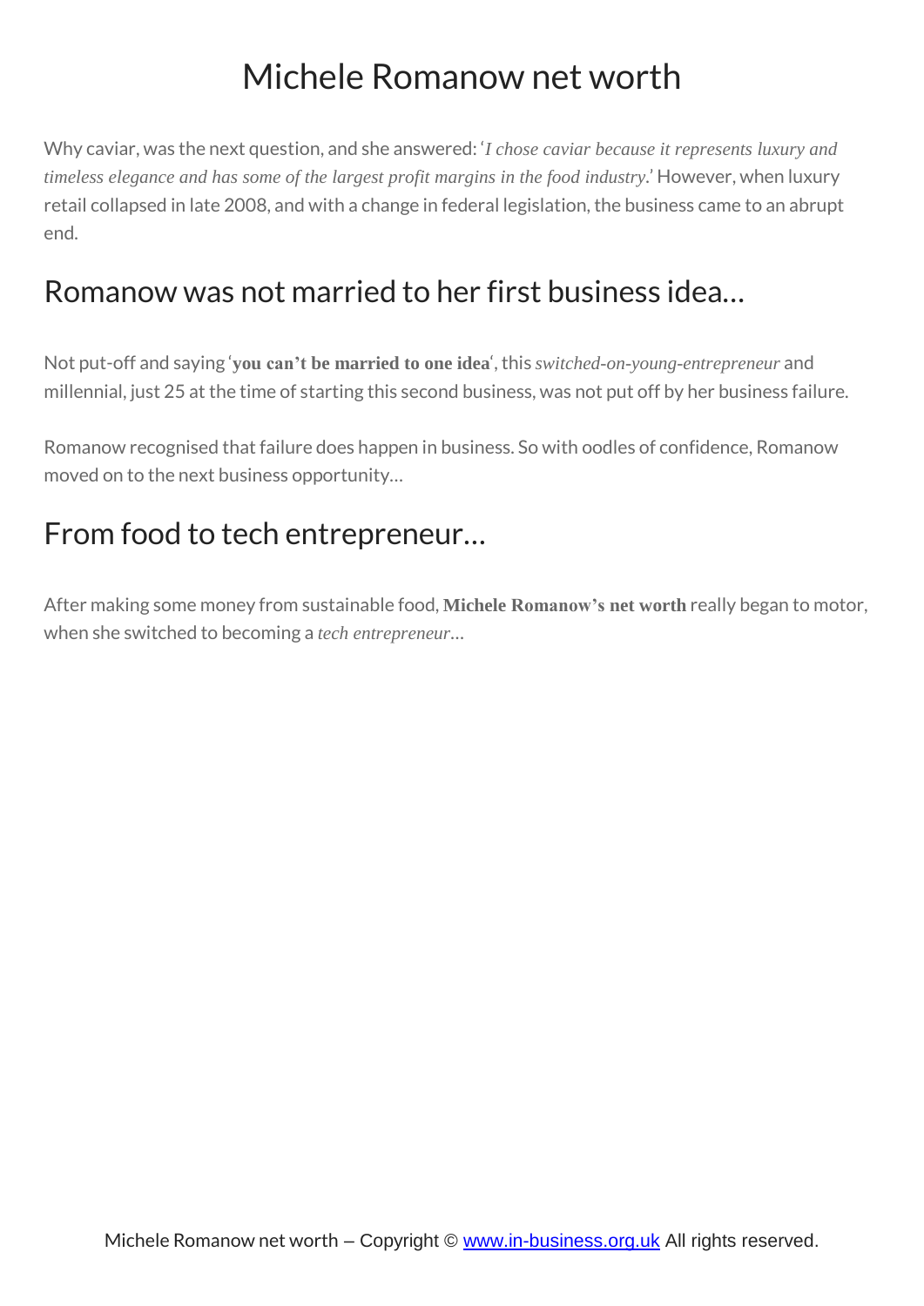# Michele Romanow net worth

Why caviar, was the next question, and she answered: '*I chose caviar because it represents luxury and timeless elegance and has some of the largest profit margins in the food industry*.' However, when luxury retail collapsed in late 2008, and with a change in federal legislation, the business came to an abrupt end.

## Romanow was not married to her first business idea…

Not put-off and saying '**you can't be married to one idea**', this *switched-on-young-entrepreneur* and millennial, just 25 at the time of starting this second business, was not put off by her business failure.

Romanow recognised that failure does happen in business. So with oodles of confidence, Romanow moved on to the next business opportunity…

## From food to tech entrepreneur…

After making some money from sustainable food, **Michele Romanow's net worth** really began to motor, when she switched to becoming a *tech entrepreneur*…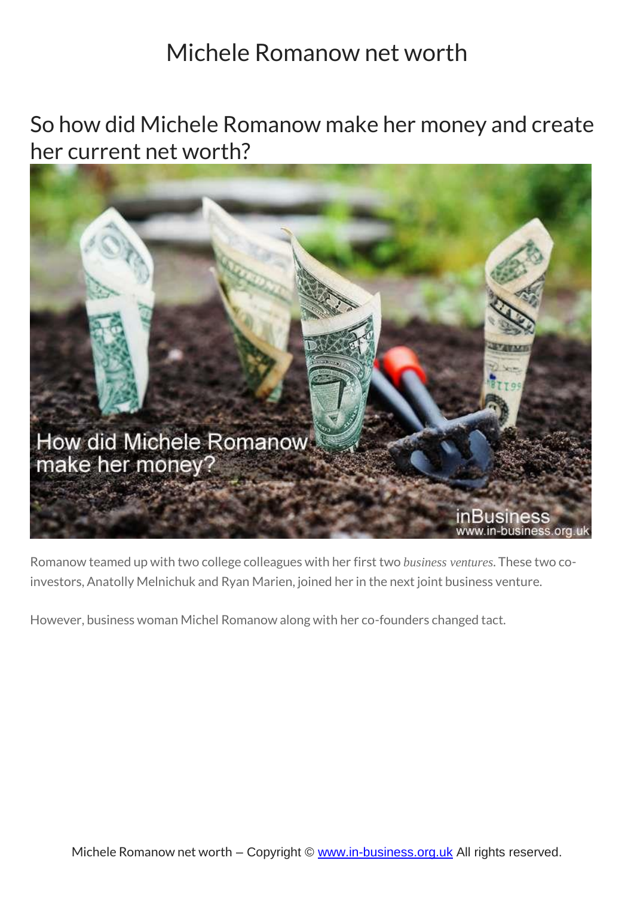# Michele Romanow net worth

## So how did Michele Romanow make her money and create her current net worth?

Romanow teamed up with two college colleagues with her first two *business ventures*. These two co-investors, Anatolly Melnichuk and Ryan Marien, joined her in the next joint business venture.

However, business woman Michel Romanow along with her co-founders changed tact.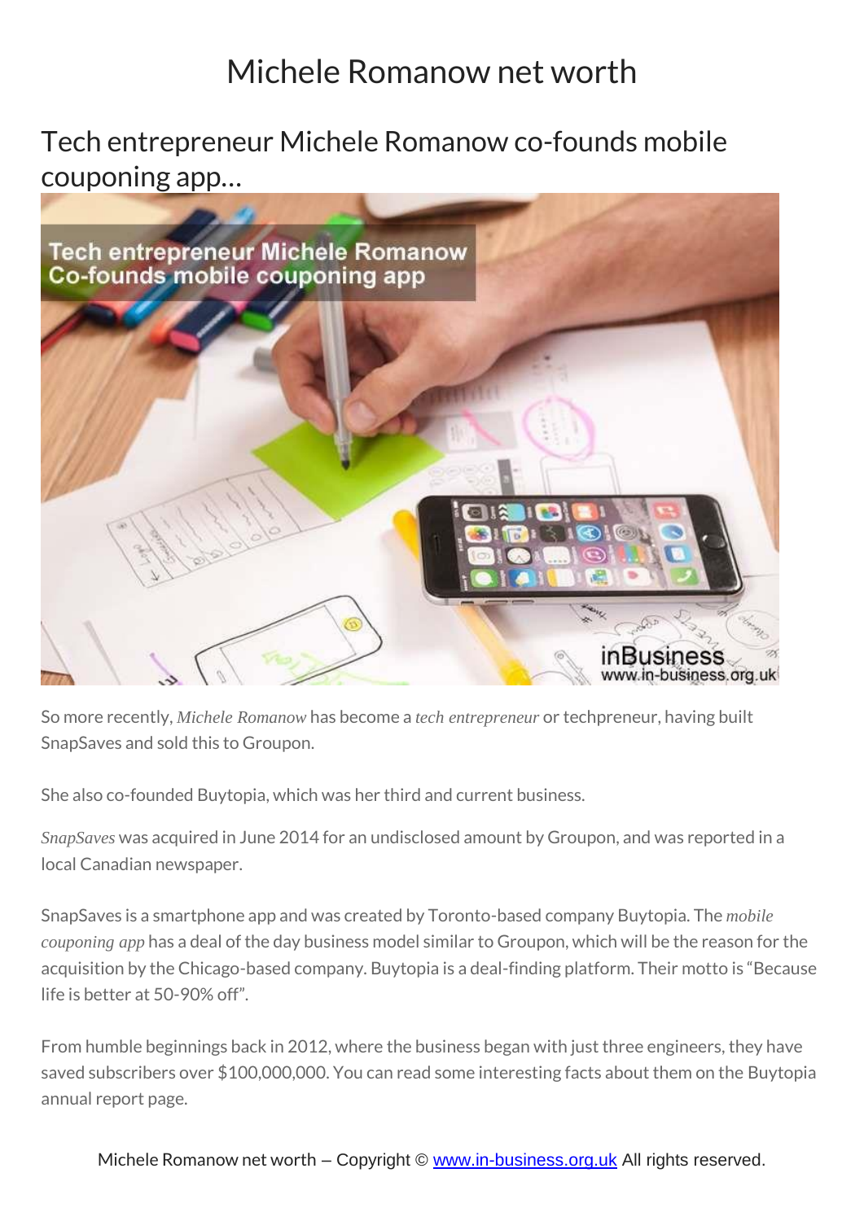# Michele Romanow net worth

## Tech entrepreneur Michele Romanow co-founds mobile couponing app…

So more recently, *Michele Romanow* has become a *tech entrepreneur* or techpreneur, having built SnapSaves and sold this to Groupon.

She also co-founded Buytopia, which was her third and current business.

*SnapSaves* was acquired in June 2014 for an undisclosed amount by Groupon, and was reported in a local Canadian newspaper.

SnapSaves is a smartphone app and was created by Toronto-based company Buytopia. The *mobile couponing app* has a deal of the day business model similar to Groupon, which will be the reason for the acquisition by the Chicago-based company. Buytopia is a deal-finding platform. Their motto is "Because life is better at 50-90% off".

From humble beginnings back in 2012, where the business began with just three engineers, they have saved subscribers over $100,000,000. You can read some interesting facts about them on the Buytopia annual report page.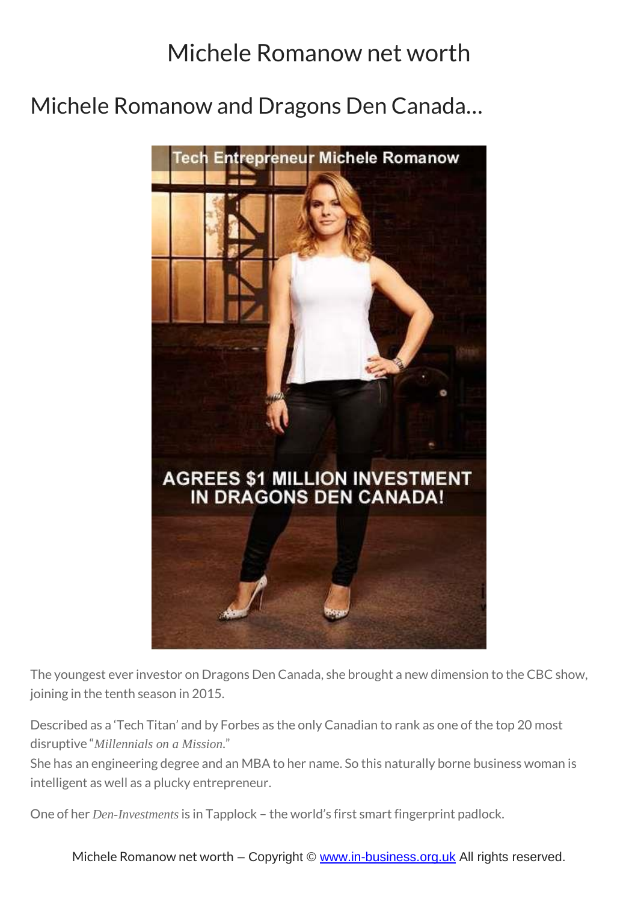# Michele Romanow net worth

## Michele Romanow and Dragons Den Canada…

The youngest ever investor on Dragons Den Canada, she brought a new dimension to the CBC show, joining in the tenth season in 2015.

Described as a 'Tech Titan' and by Forbes as the only Canadian to rank as one of the top 20 most disruptive "*Millennials on a Mission*."
She has an engineering degree and an MBA to her name. So this naturally borne business woman is intelligent as well as a plucky entrepreneur.

One of her *Den-Investments* is in Tapplock – the world's first smart fingerprint padlock.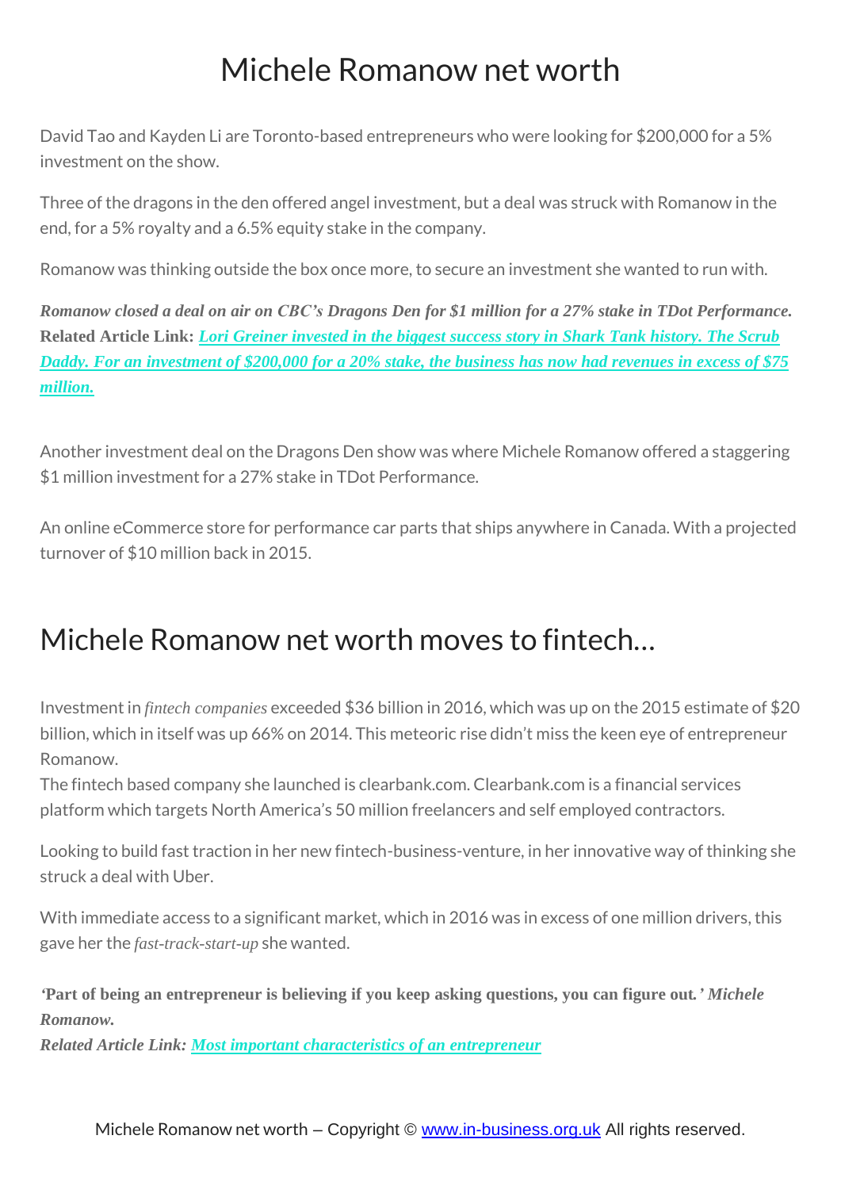# Michele Romanow net worth

David Tao and Kayden Li are Toronto-based entrepreneurs who were looking for $200,000 for a 5% investment on the show.

Three of the dragons in the den offered angel investment, but a deal was struck with Romanow in the end, for a 5% royalty and a 6.5% equity stake in the company.

Romanow was thinking outside the box once more, to secure an investment she wanted to run with.

***Romanow closed a deal on air on CBC's Dragons Den for $1 million for a 27% stake in TDot Performance.***
**Related Article Link:** ***Lori Greiner invested in the biggest success story in Shark Tank history. The Scrub Daddy. For an investment of $200,000 for a 20% stake, the business has now had revenues in excess of $75 million.***

Another investment deal on the Dragons Den show was where Michele Romanow offered a staggering $1 million investment for a 27% stake in TDot Performance.

An online eCommerce store for performance car parts that ships anywhere in Canada. With a projected turnover of $10 million back in 2015.

## Michele Romanow net worth moves to fintech…

Investment in *fintech companies* exceeded $36 billion in 2016, which was up on the 2015 estimate of $20 billion, which in itself was up 66% on 2014. This meteoric rise didn't miss the keen eye of entrepreneur Romanow.
The fintech based company she launched is clearbank.com. Clearbank.com is a financial services platform which targets North America's 50 million freelancers and self employed contractors.

Looking to build fast traction in her new fintech-business-venture, in her innovative way of thinking she struck a deal with Uber.

With immediate access to a significant market, which in 2016 was in excess of one million drivers, this gave her the *fast-track-start-up* she wanted.

***'Part of being an entrepreneur is believing if you keep asking questions, you can figure out.' Michele Romanow.***
***Related Article Link: Most important characteristics of an entrepreneur***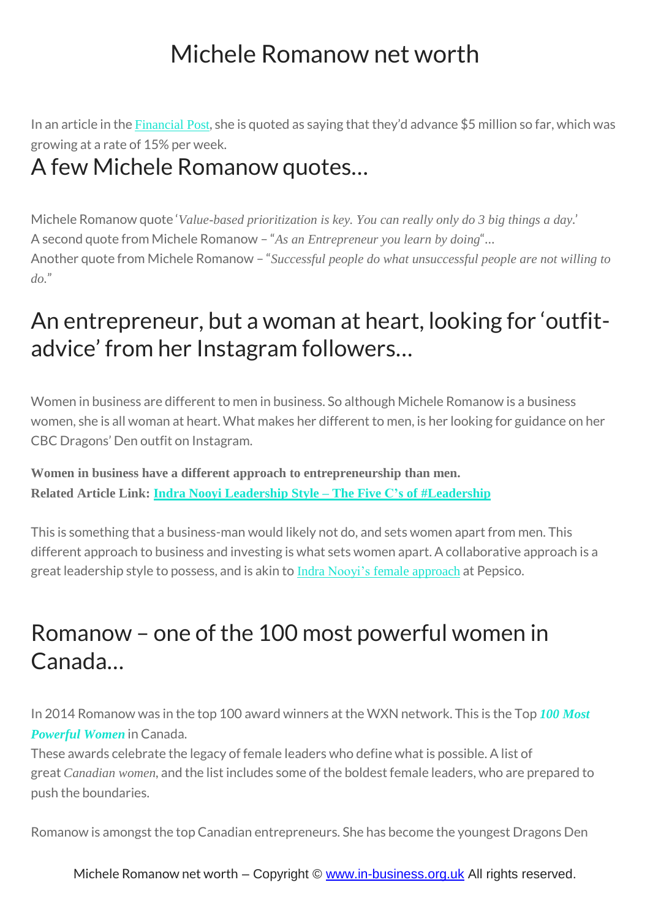# Michele Romanow net worth

In an article in the Financial Post, she is quoted as saying that they'd advance $5 million so far, which was growing at a rate of 15% per week.

## A few Michele Romanow quotes…

Michele Romanow quote '*Value-based prioritization is key. You can really only do 3 big things a day.*'
A second quote from Michele Romanow – "*As an Entrepreneur you learn by doing*"…
Another quote from Michele Romanow – "*Successful people do what unsuccessful people are not willing to do.*"

## An entrepreneur, but a woman at heart, looking for 'outfit-advice' from her Instagram followers…

Women in business are different to men in business. So although Michele Romanow is a business women, she is all woman at heart. What makes her different to men, is her looking for guidance on her CBC Dragons' Den outfit on Instagram.

**Women in business have a different approach to entrepreneurship than men.**
**Related Article Link: Indra Nooyi Leadership Style – The Five C's of #Leadership**

This is something that a business-man would likely not do, and sets women apart from men. This different approach to business and investing is what sets women apart. A collaborative approach is a great leadership style to possess, and is akin to Indra Nooyi's female approach at Pepsico.

## Romanow – one of the 100 most powerful women in Canada…

In 2014 Romanow was in the top 100 award winners at the WXN network. This is the Top ***100 Most Powerful Women*** in Canada.
These awards celebrate the legacy of female leaders who define what is possible. A list of great *Canadian women*, and the list includes some of the boldest female leaders, who are prepared to push the boundaries.

Romanow is amongst the top Canadian entrepreneurs. She has become the youngest Dragons Den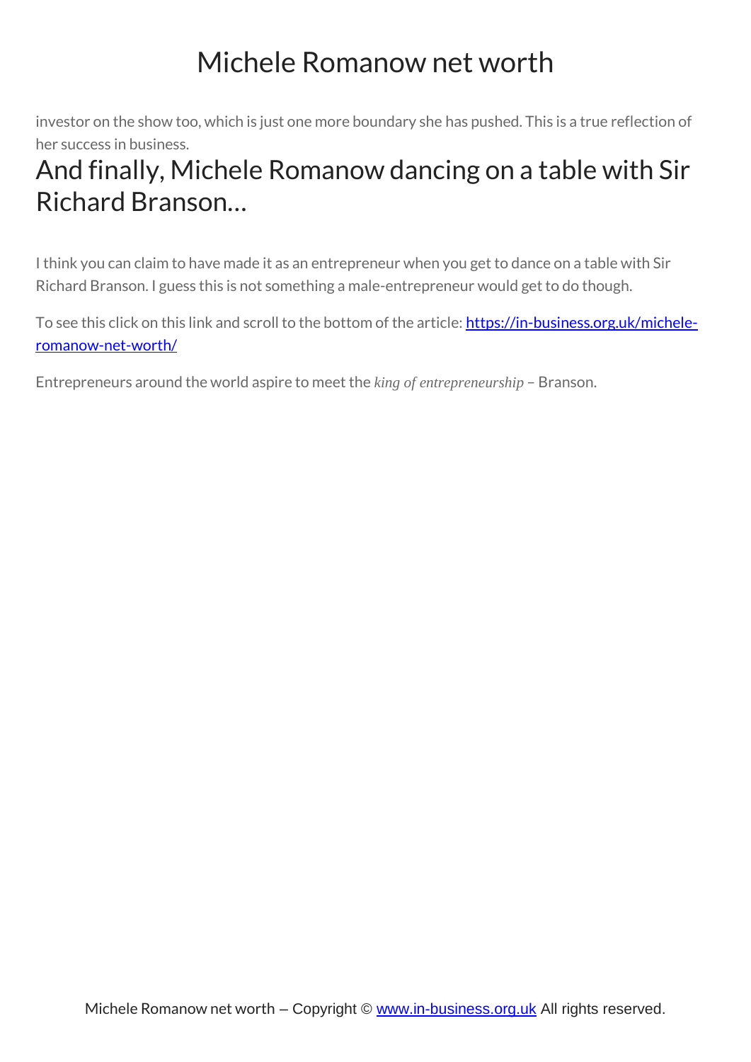investor on the show too, which is just one more boundary she has pushed. This is a true reflection of her success in business.

## And finally, Michele Romanow dancing on a table with Sir Richard Branson…

I think you can claim to have made it as an entrepreneur when you get to dance on a table with Sir Richard Branson. I guess this is not something a male-entrepreneur would get to do though.

To see this click on this link and scroll to the bottom of the article: [https://in-business.org.uk/michele-romanow-net-worth/](https://in-business.org.uk/michele-romanow-net-worth/)

Entrepreneurs around the world aspire to meet the *king of entrepreneurship* – Branson.